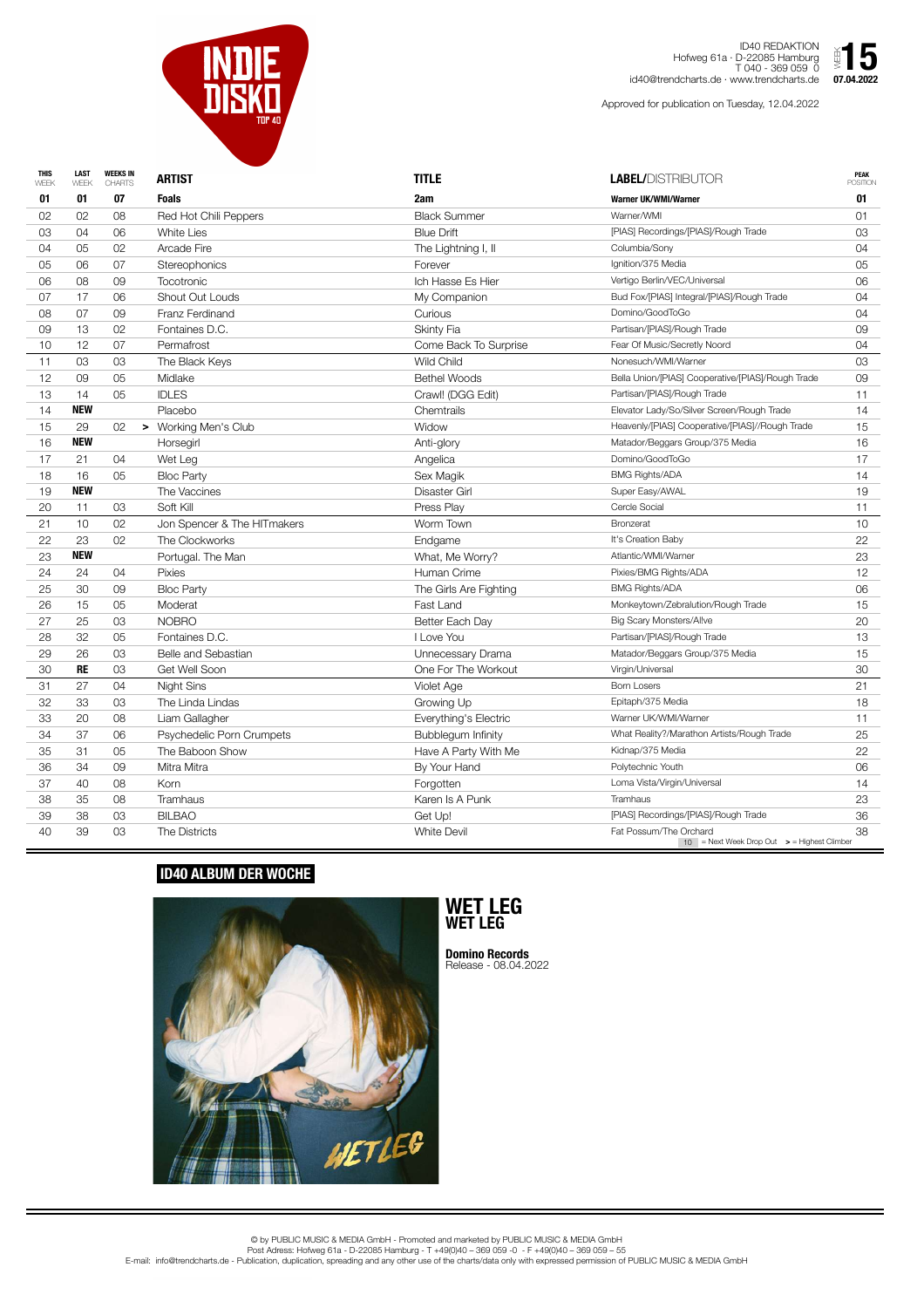# INDIE DISKO TOP 40

ID40 REDAKTION
Hofweg 61a · D-22085 Hamburg
T 040 - 369 059 0
id40@trendcharts.de · www.trendcharts.de

WEEK **15**
**07.04.2022**

Approved for publication on Tuesday, 12.04.2022

| THIS WEEK | LAST WEEK | WEEKS IN CHARTS | | ARTIST | TITLE | LABEL/DISTRIBUTOR | PEAK POSITION |
|---|---|---|---|---|---|---|---|
| **01** | **01** | **07** | | **Foals** | **2am** | **Warner UK/WMI/Warner** | **01** |
| 02 | 02 | 08 | | Red Hot Chili Peppers | Black Summer | Warner/WMI | 01 |
| 03 | 04 | 06 | | White Lies | Blue Drift | [PIAS] Recordings/[PIAS]/Rough Trade | 03 |
| 04 | 05 | 02 | | Arcade Fire | The Lightning I, II | Columbia/Sony | 04 |
| 05 | 06 | 07 | | Stereophonics | Forever | Ignition/375 Media | 05 |
| 06 | 08 | 09 | | Tocotronic | Ich Hasse Es Hier | Vertigo Berlin/VEC/Universal | 06 |
| 07 | 17 | 06 | | Shout Out Louds | My Companion | Bud Fox/[PIAS] Integral/[PIAS]/Rough Trade | 04 |
| 08 | 07 | 09 | | Franz Ferdinand | Curious | Domino/GoodToGo | 04 |
| 09 | 13 | 02 | | Fontaines D.C. | Skinty Fia | Partisan/[PIAS]/Rough Trade | 09 |
| 10 | 12 | 07 | | Permafrost | Come Back To Surprise | Fear Of Music/Secretly Noord | 04 |
| 11 | 03 | 03 | | The Black Keys | Wild Child | Nonesuch/WMI/Warner | 03 |
| 12 | 09 | 05 | | Midlake | Bethel Woods | Bella Union/[PIAS] Cooperative/[PIAS]/Rough Trade | 09 |
| 13 | 14 | 05 | | IDLES | Crawl! (DGG Edit) | Partisan/[PIAS]/Rough Trade | 11 |
| 14 | **NEW** | | | Placebo | Chemtrails | Elevator Lady/So/Silver Screen/Rough Trade | 14 |
| 15 | 29 | 02 | > | Working Men's Club | Widow | Heavenly/[PIAS] Cooperative/[PIAS]//Rough Trade | 15 |
| 16 | **NEW** | | | Horsegirl | Anti-glory | Matador/Beggars Group/375 Media | 16 |
| 17 | 21 | 04 | | Wet Leg | Angelica | Domino/GoodToGo | 17 |
| 18 | 16 | 05 | | Bloc Party | Sex Magik | BMG Rights/ADA | 14 |
| 19 | **NEW** | | | The Vaccines | Disaster Girl | Super Easy/AWAL | 19 |
| 20 | 11 | 03 | | Soft Kill | Press Play | Cercle Social | 11 |
| 21 | 10 | 02 | | Jon Spencer & The HITmakers | Worm Town | Bronzerat | 10 |
| 22 | 23 | 02 | | The Clockworks | Endgame | It's Creation Baby | 22 |
| 23 | **NEW** | | | Portugal. The Man | What, Me Worry? | Atlantic/WMI/Warner | 23 |
| 24 | 24 | 04 | | Pixies | Human Crime | Pixies/BMG Rights/ADA | 12 |
| 25 | 30 | 09 | | Bloc Party | The Girls Are Fighting | BMG Rights/ADA | 06 |
| 26 | 15 | 05 | | Moderat | Fast Land | Monkeytown/Zebralution/Rough Trade | 15 |
| 27 | 25 | 03 | | NOBRO | Better Each Day | Big Scary Monsters/Al!ve | 20 |
| 28 | 32 | 05 | | Fontaines D.C. | I Love You | Partisan/[PIAS]/Rough Trade | 13 |
| 29 | 26 | 03 | | Belle and Sebastian | Unnecessary Drama | Matador/Beggars Group/375 Media | 15 |
| 30 | **RE** | 03 | | Get Well Soon | One For The Workout | Virgin/Universal | 30 |
| 31 | 27 | 04 | | Night Sins | Violet Age | Born Losers | 21 |
| 32 | 33 | 03 | | The Linda Lindas | Growing Up | Epitaph/375 Media | 18 |
| 33 | 20 | 08 | | Liam Gallagher | Everything's Electric | Warner UK/WMI/Warner | 11 |
| 34 | 37 | 06 | | Psychedelic Porn Crumpets | Bubblegum Infinity | What Reality?/Marathon Artists/Rough Trade | 25 |
| 35 | 31 | 05 | | The Baboon Show | Have A Party With Me | Kidnap/375 Media | 22 |
| 36 | 34 | 09 | | Mitra Mitra | By Your Hand | Polytechnic Youth | 06 |
| 37 | 40 | 08 | | Korn | Forgotten | Loma Vista/Virgin/Universal | 14 |
| 38 | 35 | 08 | | Tramhaus | Karen Is A Punk | Tramhaus | 23 |
| 39 | 38 | 03 | | BILBAO | Get Up! | [PIAS] Recordings/[PIAS]/Rough Trade | 36 |
| 40 | 39 | 03 | | The Districts | White Devil | Fat Possum/The Orchard | 38 |

10 = Next Week Drop Out   > = Highest Climber

## ID40 ALBUM DER WOCHE

**WET LEG**
**WET LEG**

**Domino Records**
Release - 08.04.2022

© by PUBLIC MUSIC & MEDIA GmbH - Promoted and marketed by PUBLIC MUSIC & MEDIA GmbH
Post Adress: Hofweg 61a - D-22085 Hamburg - T +49(0)40 – 369 059 -0 - F +49(0)40 – 369 059 – 55
E-mail: info@trendcharts.de - Publication, duplication, spreading and any other use of the charts/data only with expressed permission of PUBLIC MUSIC & MEDIA GmbH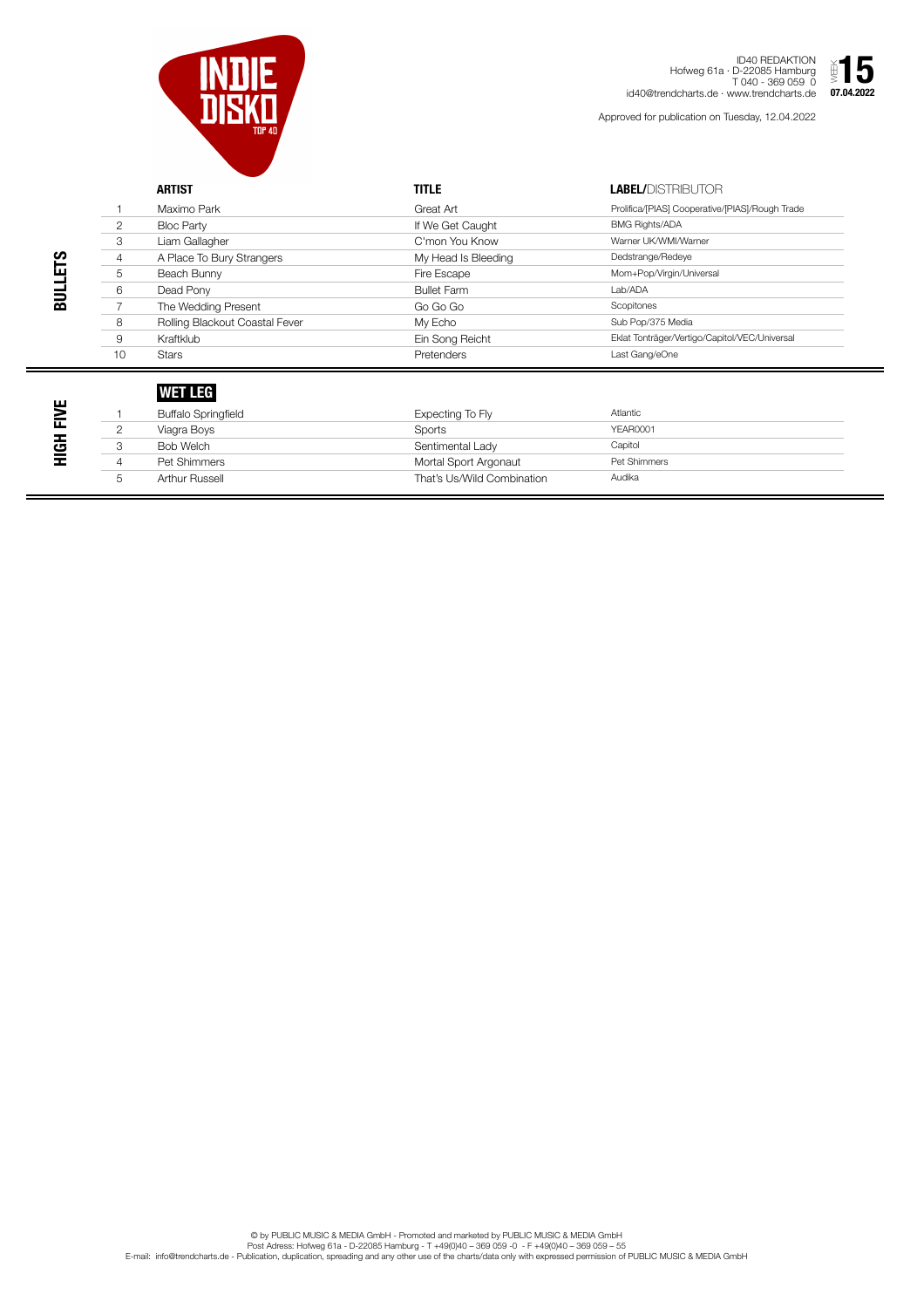INDIE DISKO TOP 40

ID40 REDAKTION
Hofweg 61a · D-22085 Hamburg
T 040 - 369 059 0
id40@trendcharts.de · www.trendcharts.de

WEEK **15**
**07.04.2022**

Approved for publication on Tuesday, 12.04.2022

## BULLETS

| | ARTIST | TITLE | LABEL/DISTRIBUTOR |
|---|---|---|---|
| 1 | Maximo Park | Great Art | Prolifica/[PIAS] Cooperative/[PIAS]/Rough Trade |
| 2 | Bloc Party | If We Get Caught | BMG Rights/ADA |
| 3 | Liam Gallagher | C'mon You Know | Warner UK/WMI/Warner |
| 4 | A Place To Bury Strangers | My Head Is Bleeding | Dedstrange/Redeye |
| 5 | Beach Bunny | Fire Escape | Mom+Pop/Virgin/Universal |
| 6 | Dead Pony | Bullet Farm | Lab/ADA |
| 7 | The Wedding Present | Go Go Go | Scopitones |
| 8 | Rolling Blackout Coastal Fever | My Echo | Sub Pop/375 Media |
| 9 | Kraftklub | Ein Song Reicht | Eklat Tonträger/Vertigo/Capitol/VEC/Universal |
| 10 | Stars | Pretenders | Last Gang/eOne |

## HIGH FIVE

**WET LEG**

| | | | |
|---|---|---|---|
| 1 | Buffalo Springfield | Expecting To Fly | Atlantic |
| 2 | Viagra Boys | Sports | YEAR0001 |
| 3 | Bob Welch | Sentimental Lady | Capitol |
| 4 | Pet Shimmers | Mortal Sport Argonaut | Pet Shimmers |
| 5 | Arthur Russell | That's Us/Wild Combination | Audika |

© by PUBLIC MUSIC & MEDIA GmbH - Promoted and marketed by PUBLIC MUSIC & MEDIA GmbH
Post Adress: Hofweg 61a - D-22085 Hamburg - T +49(0)40 – 369 059 -0 - F +49(0)40 – 369 059 – 55
E-mail: info@trendcharts.de - Publication, duplication, spreading and any other use of the charts/data only with expressed permission of PUBLIC MUSIC & MEDIA GmbH